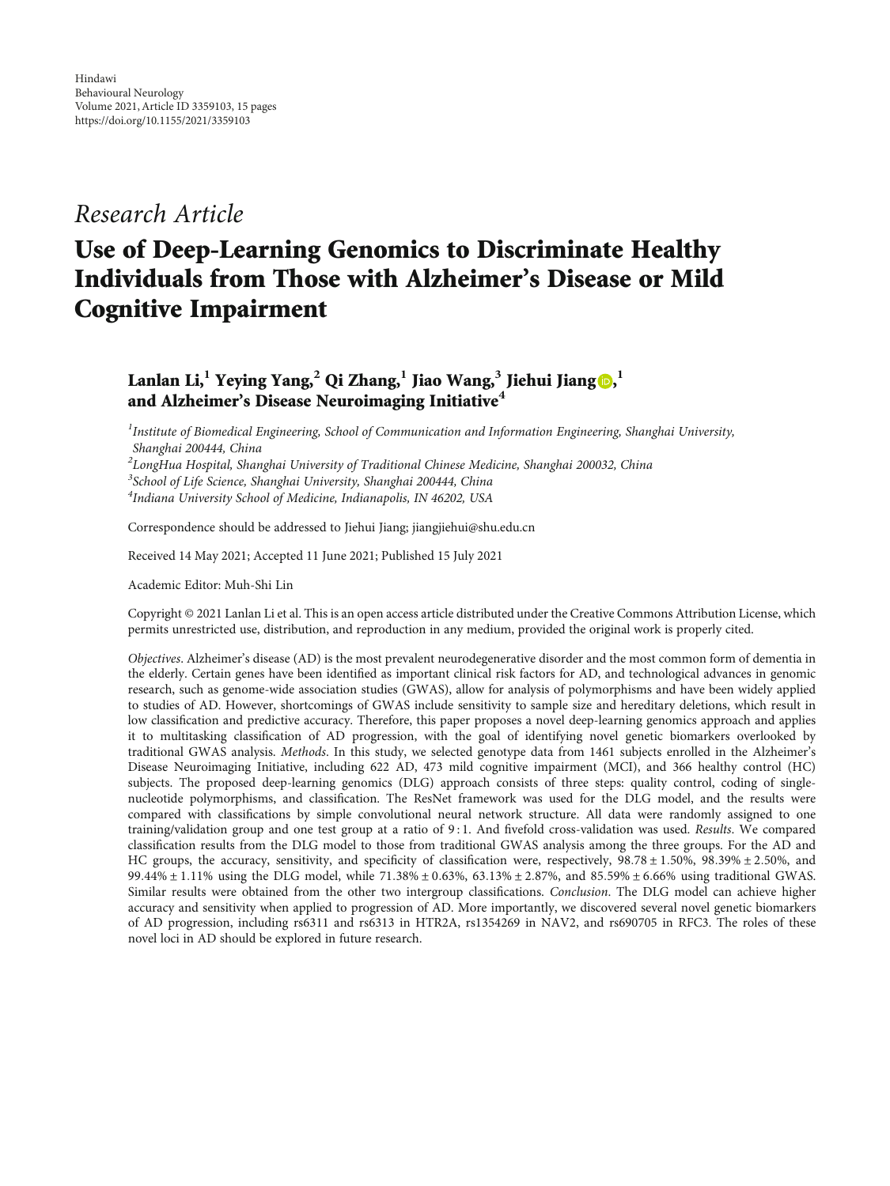Hindawi
Behavioural Neurology
Volume 2021, Article ID 3359103, 15 pages
https://doi.org/10.1155/2021/3359103

*Research Article*

# Use of Deep-Learning Genomics to Discriminate Healthy Individuals from Those with Alzheimer's Disease or Mild Cognitive Impairment

**Lanlan Li,[1] Yeying Yang,[2] Qi Zhang,[1] Jiao Wang,[3] Jiehui Jiang[1] and Alzheimer's Disease Neuroimaging Initiative[4]**

[1] *Institute of Biomedical Engineering, School of Communication and Information Engineering, Shanghai University, Shanghai 200444, China*
[2] *LongHua Hospital, Shanghai University of Traditional Chinese Medicine, Shanghai 200032, China*
[3] *School of Life Science, Shanghai University, Shanghai 200444, China*
[4] *Indiana University School of Medicine, Indianapolis, IN 46202, USA*

Correspondence should be addressed to Jiehui Jiang; jiangjiehui@shu.edu.cn

Received 14 May 2021; Accepted 11 June 2021; Published 15 July 2021

Academic Editor: Muh-Shi Lin

Copyright © 2021 Lanlan Li et al. This is an open access article distributed under the Creative Commons Attribution License, which permits unrestricted use, distribution, and reproduction in any medium, provided the original work is properly cited.

*Objectives*. Alzheimer's disease (AD) is the most prevalent neurodegenerative disorder and the most common form of dementia in the elderly. Certain genes have been identified as important clinical risk factors for AD, and technological advances in genomic research, such as genome-wide association studies (GWAS), allow for analysis of polymorphisms and have been widely applied to studies of AD. However, shortcomings of GWAS include sensitivity to sample size and hereditary deletions, which result in low classification and predictive accuracy. Therefore, this paper proposes a novel deep-learning genomics approach and applies it to multitasking classification of AD progression, with the goal of identifying novel genetic biomarkers overlooked by traditional GWAS analysis. *Methods*. In this study, we selected genotype data from 1461 subjects enrolled in the Alzheimer's Disease Neuroimaging Initiative, including 622 AD, 473 mild cognitive impairment (MCI), and 366 healthy control (HC) subjects. The proposed deep-learning genomics (DLG) approach consists of three steps: quality control, coding of single-nucleotide polymorphisms, and classification. The ResNet framework was used for the DLG model, and the results were compared with classifications by simple convolutional neural network structure. All data were randomly assigned to one training/validation group and one test group at a ratio of 9 : 1. And fivefold cross-validation was used. *Results*. We compared classification results from the DLG model to those from traditional GWAS analysis among the three groups. For the AD and HC groups, the accuracy, sensitivity, and specificity of classification were, respectively, $98.78 \pm 1.50\%$, $98.39\% \pm 2.50\%$, and $99.44\% \pm 1.11\%$ using the DLG model, while $71.38\% \pm 0.63\%$, $63.13\% \pm 2.87\%$, and $85.59\% \pm 6.66\%$ using traditional GWAS. Similar results were obtained from the other two intergroup classifications. *Conclusion*. The DLG model can achieve higher accuracy and sensitivity when applied to progression of AD. More importantly, we discovered several novel genetic biomarkers of AD progression, including rs6311 and rs6313 in HTR2A, rs1354269 in NAV2, and rs690705 in RFC3. The roles of these novel loci in AD should be explored in future research.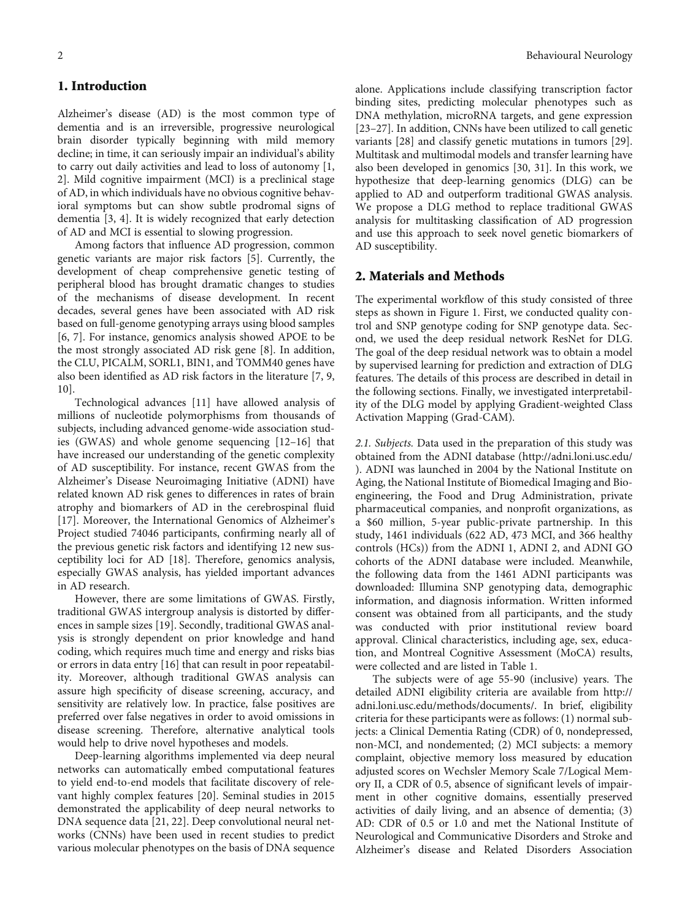## 1. Introduction

Alzheimer's disease (AD) is the most common type of dementia and is an irreversible, progressive neurological brain disorder typically beginning with mild memory decline; in time, it can seriously impair an individual's ability to carry out daily activities and lead to loss of autonomy [1, 2]. Mild cognitive impairment (MCI) is a preclinical stage of AD, in which individuals have no obvious cognitive behavioral symptoms but can show subtle prodromal signs of dementia [3, 4]. It is widely recognized that early detection of AD and MCI is essential to slowing progression.

Among factors that influence AD progression, common genetic variants are major risk factors [5]. Currently, the development of cheap comprehensive genetic testing of peripheral blood has brought dramatic changes to studies of the mechanisms of disease development. In recent decades, several genes have been associated with AD risk based on full-genome genotyping arrays using blood samples [6, 7]. For instance, genomics analysis showed APOE to be the most strongly associated AD risk gene [8]. In addition, the CLU, PICALM, SORL1, BIN1, and TOMM40 genes have also been identified as AD risk factors in the literature [7, 9, 10].

Technological advances [11] have allowed analysis of millions of nucleotide polymorphisms from thousands of subjects, including advanced genome-wide association studies (GWAS) and whole genome sequencing [12–16] that have increased our understanding of the genetic complexity of AD susceptibility. For instance, recent GWAS from the Alzheimer's Disease Neuroimaging Initiative (ADNI) have related known AD risk genes to differences in rates of brain atrophy and biomarkers of AD in the cerebrospinal fluid [17]. Moreover, the International Genomics of Alzheimer's Project studied 74046 participants, confirming nearly all of the previous genetic risk factors and identifying 12 new susceptibility loci for AD [18]. Therefore, genomics analysis, especially GWAS analysis, has yielded important advances in AD research.

However, there are some limitations of GWAS. Firstly, traditional GWAS intergroup analysis is distorted by differences in sample sizes [19]. Secondly, traditional GWAS analysis is strongly dependent on prior knowledge and hand coding, which requires much time and energy and risks bias or errors in data entry [16] that can result in poor repeatability. Moreover, although traditional GWAS analysis can assure high specificity of disease screening, accuracy, and sensitivity are relatively low. In practice, false positives are preferred over false negatives in order to avoid omissions in disease screening. Therefore, alternative analytical tools would help to drive novel hypotheses and models.

Deep-learning algorithms implemented via deep neural networks can automatically embed computational features to yield end-to-end models that facilitate discovery of relevant highly complex features [20]. Seminal studies in 2015 demonstrated the applicability of deep neural networks to DNA sequence data [21, 22]. Deep convolutional neural networks (CNNs) have been used in recent studies to predict various molecular phenotypes on the basis of DNA sequence alone. Applications include classifying transcription factor binding sites, predicting molecular phenotypes such as DNA methylation, microRNA targets, and gene expression [23–27]. In addition, CNNs have been utilized to call genetic variants [28] and classify genetic mutations in tumors [29]. Multitask and multimodal models and transfer learning have also been developed in genomics [30, 31]. In this work, we hypothesize that deep-learning genomics (DLG) can be applied to AD and outperform traditional GWAS analysis. We propose a DLG method to replace traditional GWAS analysis for multitasking classification of AD progression and use this approach to seek novel genetic biomarkers of AD susceptibility.

## 2. Materials and Methods

The experimental workflow of this study consisted of three steps as shown in Figure 1. First, we conducted quality control and SNP genotype coding for SNP genotype data. Second, we used the deep residual network ResNet for DLG. The goal of the deep residual network was to obtain a model by supervised learning for prediction and extraction of DLG features. The details of this process are described in detail in the following sections. Finally, we investigated interpretability of the DLG model by applying Gradient-weighted Class Activation Mapping (Grad-CAM).

*2.1. Subjects.* Data used in the preparation of this study was obtained from the ADNI database (http://adni.loni.usc.edu/). ADNI was launched in 2004 by the National Institute on Aging, the National Institute of Biomedical Imaging and Bioengineering, the Food and Drug Administration, private pharmaceutical companies, and nonprofit organizations, as a $60 million, 5-year public-private partnership. In this study, 1461 individuals (622 AD, 473 MCI, and 366 healthy controls (HCs)) from the ADNI 1, ADNI 2, and ADNI GO cohorts of the ADNI database were included. Meanwhile, the following data from the 1461 ADNI participants was downloaded: Illumina SNP genotyping data, demographic information, and diagnosis information. Written informed consent was obtained from all participants, and the study was conducted with prior institutional review board approval. Clinical characteristics, including age, sex, education, and Montreal Cognitive Assessment (MoCA) results, were collected and are listed in Table 1.

The subjects were of age 55-90 (inclusive) years. The detailed ADNI eligibility criteria are available from http://adni.loni.usc.edu/methods/documents/. In brief, eligibility criteria for these participants were as follows: (1) normal subjects: a Clinical Dementia Rating (CDR) of 0, nondepressed, non-MCI, and nondemented; (2) MCI subjects: a memory complaint, objective memory loss measured by education adjusted scores on Wechsler Memory Scale 7/Logical Memory II, a CDR of 0.5, absence of significant levels of impairment in other cognitive domains, essentially preserved activities of daily living, and an absence of dementia; (3) AD: CDR of 0.5 or 1.0 and met the National Institute of Neurological and Communicative Disorders and Stroke and Alzheimer's disease and Related Disorders Association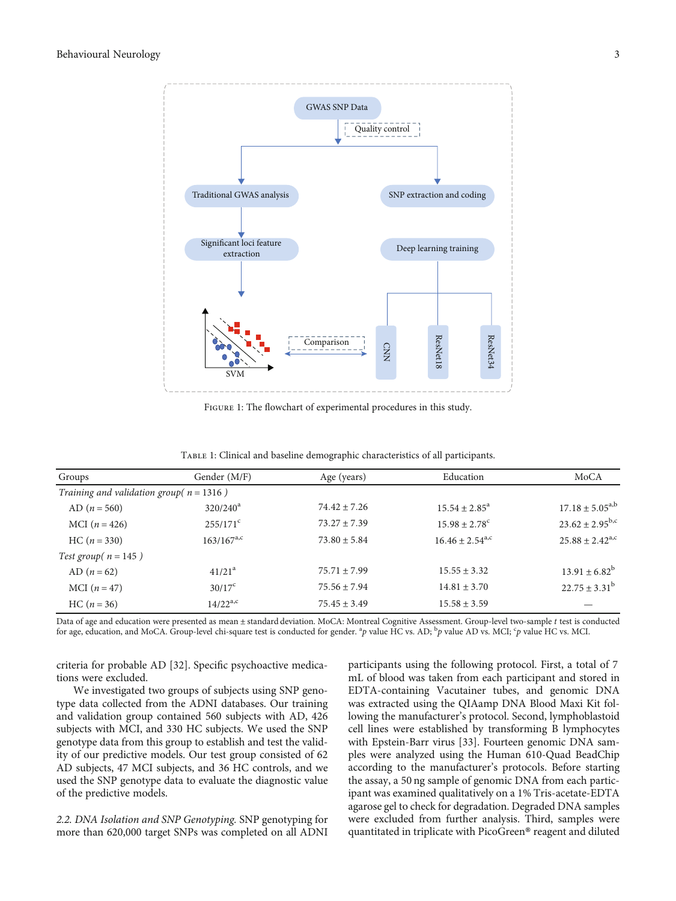Figure 1: The flowchart of experimental procedures in this study.

Table 1: Clinical and baseline demographic characteristics of all participants.

| Groups | Gender (M/F) | Age (years) | Education | MoCA |
|---|---|---|---|---|
| *Training and validation group( n = 1316 )* | | | | |
| AD ($n = 560$) | 320/240[a] | 74.42 ± 7.26 | 15.54 ± 2.85[a] | 17.18 ± 5.05[a,b] |
| MCI ($n = 426$) | 255/171[c] | 73.27 ± 7.39 | 15.98 ± 2.78[c] | 23.62 ± 2.95[b,c] |
| HC ($n = 330$) | 163/167[a,c] | 73.80 ± 5.84 | 16.46 ± 2.54[a,c] | 25.88 ± 2.42[a,c] |
| *Test group( n = 145 )* | | | | |
| AD ($n = 62$) | 41/21[a] | 75.71 ± 7.99 | 15.55 ± 3.32 | 13.91 ± 6.82[b] |
| MCI ($n = 47$) | 30/17[c] | 75.56 ± 7.94 | 14.81 ± 3.70 | 22.75 ± 3.31[b] |
| HC ($n = 36$) | 14/22[a,c] | 75.45 ± 3.49 | 15.58 ± 3.59 | — |

Data of age and education were presented as mean ± standard deviation. MoCA: Montreal Cognitive Assessment. Group-level two-sample $t$ test is conducted for age, education, and MoCA. Group-level chi-square test is conducted for gender. [a]$p$ value HC vs. AD; [b]$p$ value AD vs. MCI; [c]$p$ value HC vs. MCI.

criteria for probable AD [32]. Specific psychoactive medications were excluded.

We investigated two groups of subjects using SNP genotype data collected from the ADNI databases. Our training and validation group contained 560 subjects with AD, 426 subjects with MCI, and 330 HC subjects. We used the SNP genotype data from this group to establish and test the validity of our predictive models. Our test group consisted of 62 AD subjects, 47 MCI subjects, and 36 HC controls, and we used the SNP genotype data to evaluate the diagnostic value of the predictive models.

*2.2. DNA Isolation and SNP Genotyping.* SNP genotyping for more than 620,000 target SNPs was completed on all ADNI participants using the following protocol. First, a total of 7 mL of blood was taken from each participant and stored in EDTA-containing Vacutainer tubes, and genomic DNA was extracted using the QIAamp DNA Blood Maxi Kit following the manufacturer's protocol. Second, lymphoblastoid cell lines were established by transforming B lymphocytes with Epstein-Barr virus [33]. Fourteen genomic DNA samples were analyzed using the Human 610-Quad BeadChip according to the manufacturer's protocols. Before starting the assay, a 50 ng sample of genomic DNA from each participant was examined qualitatively on a 1% Tris-acetate-EDTA agarose gel to check for degradation. Degraded DNA samples were excluded from further analysis. Third, samples were quantitated in triplicate with PicoGreen® reagent and diluted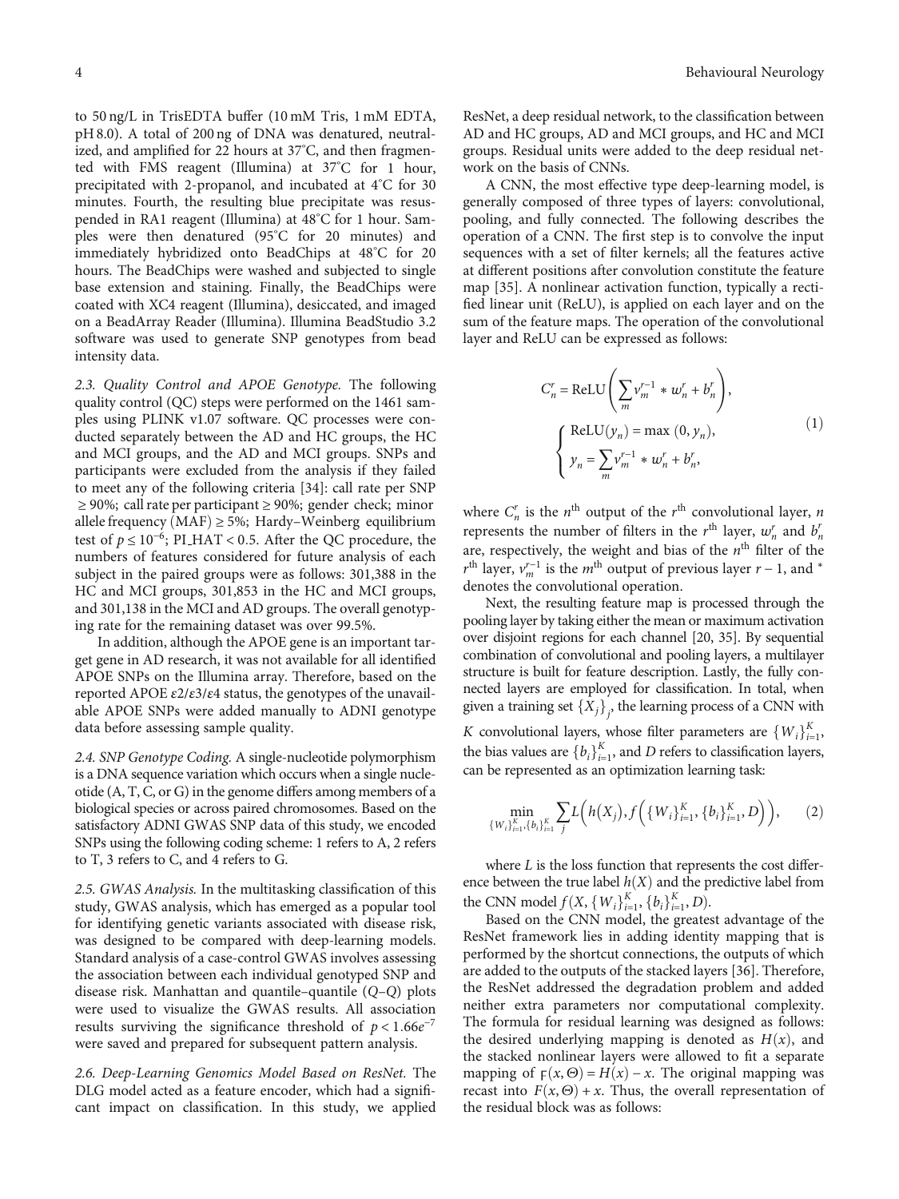to 50 ng/L in TrisEDTA buffer (10 mM Tris, 1 mM EDTA, pH 8.0). A total of 200 ng of DNA was denatured, neutralized, and amplified for 22 hours at 37°C, and then fragmented with FMS reagent (Illumina) at 37°C for 1 hour, precipitated with 2-propanol, and incubated at 4°C for 30 minutes. Fourth, the resulting blue precipitate was resuspended in RA1 reagent (Illumina) at 48°C for 1 hour. Samples were then denatured (95°C for 20 minutes) and immediately hybridized onto BeadChips at 48°C for 20 hours. The BeadChips were washed and subjected to single base extension and staining. Finally, the BeadChips were coated with XC4 reagent (Illumina), desiccated, and imaged on a BeadArray Reader (Illumina). Illumina BeadStudio 3.2 software was used to generate SNP genotypes from bead intensity data.

*2.3. Quality Control and APOE Genotype.* The following quality control (QC) steps were performed on the 1461 samples using PLINK v1.07 software. QC processes were conducted separately between the AD and HC groups, the HC and MCI groups, and the AD and MCI groups. SNPs and participants were excluded from the analysis if they failed to meet any of the following criteria [34]: call rate per SNP ≥ 90%; call rate per participant ≥ 90%; gender check; minor allele frequency (MAF) ≥ 5%; Hardy–Weinberg equilibrium test of $p \leq 10^{-6}$; PI_HAT < 0.5. After the QC procedure, the numbers of features considered for future analysis of each subject in the paired groups were as follows: 301,388 in the HC and MCI groups, 301,853 in the HC and MCI groups, and 301,138 in the MCI and AD groups. The overall genotyping rate for the remaining dataset was over 99.5%.

In addition, although the APOE gene is an important target gene in AD research, it was not available for all identified APOE SNPs on the Illumina array. Therefore, based on the reported APOE $\varepsilon 2/\varepsilon 3/\varepsilon 4$ status, the genotypes of the unavailable APOE SNPs were added manually to ADNI genotype data before assessing sample quality.

*2.4. SNP Genotype Coding.* A single-nucleotide polymorphism is a DNA sequence variation which occurs when a single nucleotide (A, T, C, or G) in the genome differs among members of a biological species or across paired chromosomes. Based on the satisfactory ADNI GWAS SNP data of this study, we encoded SNPs using the following coding scheme: 1 refers to A, 2 refers to T, 3 refers to C, and 4 refers to G.

*2.5. GWAS Analysis.* In the multitasking classification of this study, GWAS analysis, which has emerged as a popular tool for identifying genetic variants associated with disease risk, was designed to be compared with deep-learning models. Standard analysis of a case-control GWAS involves assessing the association between each individual genotyped SNP and disease risk. Manhattan and quantile–quantile ($Q$–$Q$) plots were used to visualize the GWAS results. All association results surviving the significance threshold of $p < 1.66e^{-7}$ were saved and prepared for subsequent pattern analysis.

*2.6. Deep-Learning Genomics Model Based on ResNet.* The DLG model acted as a feature encoder, which had a significant impact on classification. In this study, we applied ResNet, a deep residual network, to the classification between AD and HC groups, AD and MCI groups, and HC and MCI groups. Residual units were added to the deep residual network on the basis of CNNs.

A CNN, the most effective type deep-learning model, is generally composed of three types of layers: convolutional, pooling, and fully connected. The following describes the operation of a CNN. The first step is to convolve the input sequences with a set of filter kernels; all the features active at different positions after convolution constitute the feature map [35]. A nonlinear activation function, typically a rectified linear unit (ReLU), is applied on each layer and on the sum of the feature maps. The operation of the convolutional layer and ReLU can be expressed as follows:

$$C_n^r = \text{ReLU}\left(\sum_m v_m^{r-1} * w_n^r + b_n^r\right),$$
$$\begin{cases} \text{ReLU}(y_n) = \max\,(0, y_n), \\ y_n = \sum_m v_m^{r-1} * w_n^r + b_n^r, \end{cases} \tag{1}$$

where $C_n^r$ is the $n^{\text{th}}$ output of the $r^{\text{th}}$ convolutional layer, $n$ represents the number of filters in the $r^{\text{th}}$ layer, $w_n^r$ and $b_n^r$ are, respectively, the weight and bias of the $n^{\text{th}}$ filter of the $r^{\text{th}}$ layer, $v_m^{r-1}$ is the $m^{\text{th}}$ output of previous layer $r-1$, and $*$ denotes the convolutional operation.

Next, the resulting feature map is processed through the pooling layer by taking either the mean or maximum activation over disjoint regions for each channel [20, 35]. By sequential combination of convolutional and pooling layers, a multilayer structure is built for feature description. Lastly, the fully connected layers are employed for classification. In total, when given a training set $\{X_j\}_j$, the learning process of a CNN with $K$ convolutional layers, whose filter parameters are $\{W_i\}_{i=1}^K$, the bias values are $\{b_i\}_{i=1}^K$, and $D$ refers to classification layers, can be represented as an optimization learning task:

$$\min_{\{W_i\}_{i=1}^K,\{b_i\}_{i=1}^K} \sum_j L\left(h(X_j), f\left(\{W_i\}_{i=1}^K, \{b_i\}_{i=1}^K, D\right)\right), \tag{2}$$

where $L$ is the loss function that represents the cost difference between the true label $h(X)$ and the predictive label from the CNN model $f(X, \{W_i\}_{i=1}^K, \{b_i\}_{i=1}^K, D)$.

Based on the CNN model, the greatest advantage of the ResNet framework lies in adding identity mapping that is performed by the shortcut connections, the outputs of which are added to the outputs of the stacked layers [36]. Therefore, the ResNet addressed the degradation problem and added neither extra parameters nor computational complexity. The formula for residual learning was designed as follows: the desired underlying mapping is denoted as $H(x)$, and the stacked nonlinear layers were allowed to fit a separate mapping of $F(x, \Theta) = H(x) - x$. The original mapping was recast into $F(x, \Theta) + x$. Thus, the overall representation of the residual block was as follows: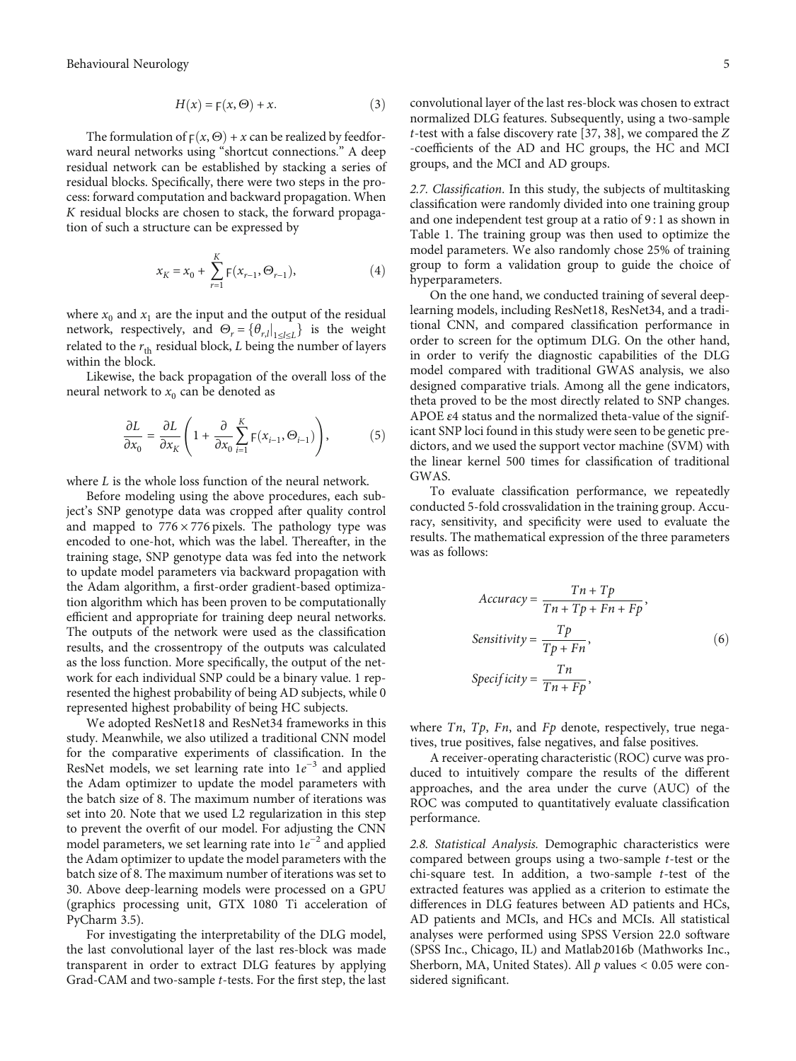$$H(x) = \digamma(x, \Theta) + x. \quad (3)$$

The formulation of $\digamma(x, \Theta) + x$ can be realized by feedforward neural networks using "shortcut connections." A deep residual network can be established by stacking a series of residual blocks. Specifically, there were two steps in the process: forward computation and backward propagation. When $K$ residual blocks are chosen to stack, the forward propagation of such a structure can be expressed by

$$x_K = x_0 + \sum_{r=1}^{K} \digamma(x_{r-1}, \Theta_{r-1}), \quad (4)$$

where $x_0$ and $x_1$ are the input and the output of the residual network, respectively, and $\Theta_r = \{\theta_{r,l}|_{1\le l\le L}\}$ is the weight related to the $r_{th}$ residual block, $L$ being the number of layers within the block.

Likewise, the back propagation of the overall loss of the neural network to $x_0$ can be denoted as

$$\frac{\partial L}{\partial x_0} = \frac{\partial L}{\partial x_K}\left(1 + \frac{\partial}{\partial x_0}\sum_{i=1}^{K} \digamma(x_{i-1}, \Theta_{i-1})\right), \quad (5)$$

where $L$ is the whole loss function of the neural network.

Before modeling using the above procedures, each subject's SNP genotype data was cropped after quality control and mapped to $776 \times 776$ pixels. The pathology type was encoded to one-hot, which was the label. Thereafter, in the training stage, SNP genotype data was fed into the network to update model parameters via backward propagation with the Adam algorithm, a first-order gradient-based optimization algorithm which has been proven to be computationally efficient and appropriate for training deep neural networks. The outputs of the network were used as the classification results, and the crossentropy of the outputs was calculated as the loss function. More specifically, the output of the network for each individual SNP could be a binary value. 1 represented the highest probability of being AD subjects, while 0 represented highest probability of being HC subjects.

We adopted ResNet18 and ResNet34 frameworks in this study. Meanwhile, we also utilized a traditional CNN model for the comparative experiments of classification. In the ResNet models, we set learning rate into $1e^{-3}$ and applied the Adam optimizer to update the model parameters with the batch size of 8. The maximum number of iterations was set into 20. Note that we used L2 regularization in this step to prevent the overfit of our model. For adjusting the CNN model parameters, we set learning rate into $1e^{-2}$ and applied the Adam optimizer to update the model parameters with the batch size of 8. The maximum number of iterations was set to 30. Above deep-learning models were processed on a GPU (graphics processing unit, GTX 1080 Ti acceleration of PyCharm 3.5).

For investigating the interpretability of the DLG model, the last convolutional layer of the last res-block was made transparent in order to extract DLG features by applying Grad-CAM and two-sample $t$-tests. For the first step, the last convolutional layer of the last res-block was chosen to extract normalized DLG features. Subsequently, using a two-sample $t$-test with a false discovery rate [37, 38], we compared the $Z$-coefficients of the AD and HC groups, the HC and MCI groups, and the MCI and AD groups.

*2.7. Classification.* In this study, the subjects of multitasking classification were randomly divided into one training group and one independent test group at a ratio of 9 : 1 as shown in Table 1. The training group was then used to optimize the model parameters. We also randomly chose 25% of training group to form a validation group to guide the choice of hyperparameters.

On the one hand, we conducted training of several deep-learning models, including ResNet18, ResNet34, and a traditional CNN, and compared classification performance in order to screen for the optimum DLG. On the other hand, in order to verify the diagnostic capabilities of the DLG model compared with traditional GWAS analysis, we also designed comparative trials. Among all the gene indicators, theta proved to be the most directly related to SNP changes. APOE $\varepsilon$4 status and the normalized theta-value of the significant SNP loci found in this study were seen to be genetic predictors, and we used the support vector machine (SVM) with the linear kernel 500 times for classification of traditional GWAS.

To evaluate classification performance, we repeatedly conducted 5-fold crossvalidation in the training group. Accuracy, sensitivity, and specificity were used to evaluate the results. The mathematical expression of the three parameters was as follows:

$$\begin{aligned}
Accuracy &= \frac{Tn + Tp}{Tn + Tp + Fn + Fp}, \\
Sensitivity &= \frac{Tp}{Tp + Fn}, \\
Specificity &= \frac{Tn}{Tn + Fp},
\end{aligned} \quad (6)$$

where $Tn$, $Tp$, $Fn$, and $Fp$ denote, respectively, true negatives, true positives, false negatives, and false positives.

A receiver-operating characteristic (ROC) curve was produced to intuitively compare the results of the different approaches, and the area under the curve (AUC) of the ROC was computed to quantitatively evaluate classification performance.

*2.8. Statistical Analysis.* Demographic characteristics were compared between groups using a two-sample $t$-test or the chi-square test. In addition, a two-sample $t$-test of the extracted features was applied as a criterion to estimate the differences in DLG features between AD patients and HCs, AD patients and MCIs, and HCs and MCIs. All statistical analyses were performed using SPSS Version 22.0 software (SPSS Inc., Chicago, IL) and Matlab2016b (Mathworks Inc., Sherborn, MA, United States). All $p$ values < 0.05 were considered significant.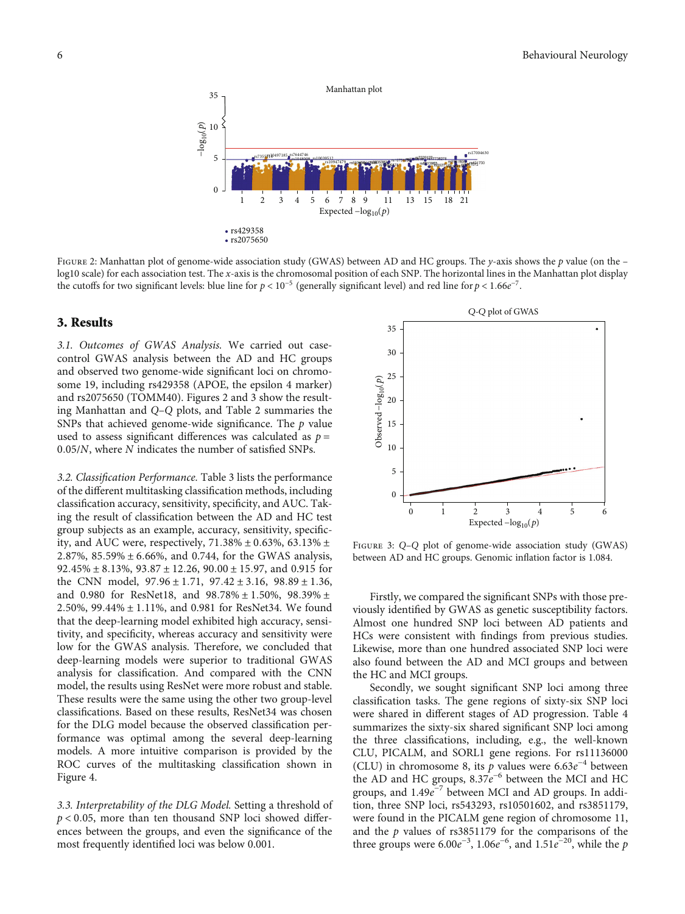Figure 2: Manhattan plot of genome-wide association study (GWAS) between AD and HC groups. The $y$-axis shows the $p$ value (on the $-\log10$ scale) for each association test. The $x$-axis is the chromosomal position of each SNP. The horizontal lines in the Manhattan plot display the cutoffs for two significant levels: blue line for $p < 10^{-5}$ (generally significant level) and red line for $p < 1.66e^{-7}$.

## 3. Results

*3.1. Outcomes of GWAS Analysis.* We carried out case-control GWAS analysis between the AD and HC groups and observed two genome-wide significant loci on chromosome 19, including rs429358 (APOE, the epsilon 4 marker) and rs2075650 (TOMM40). Figures 2 and 3 show the resulting Manhattan and Q–Q plots, and Table 2 summaries the SNPs that achieved genome-wide significance. The $p$ value used to assess significant differences was calculated as $p = 0.05/N$, where $N$ indicates the number of satisfied SNPs.

*3.2. Classification Performance.* Table 3 lists the performance of the different multitasking classification methods, including classification accuracy, sensitivity, specificity, and AUC. Taking the result of classification between the AD and HC test group subjects as an example, accuracy, sensitivity, specificity, and AUC were, respectively, $71.38\% \pm 0.63\%$, $63.13\% \pm 2.87\%$, $85.59\% \pm 6.66\%$, and 0.744, for the GWAS analysis, $92.45\% \pm 8.13\%$, $93.87 \pm 12.26$, $90.00 \pm 15.97$, and 0.915 for the CNN model, $97.96 \pm 1.71$, $97.42 \pm 3.16$, $98.89 \pm 1.36$, and 0.980 for ResNet18, and $98.78\% \pm 1.50\%$, $98.39\% \pm 2.50\%$, $99.44\% \pm 1.11\%$, and 0.981 for ResNet34. We found that the deep-learning model exhibited high accuracy, sensitivity, and specificity, whereas accuracy and sensitivity were low for the GWAS analysis. Therefore, we concluded that deep-learning models were superior to traditional GWAS analysis for classification. And compared with the CNN model, the results using ResNet were more robust and stable. These results were the same using the other two group-level classifications. Based on these results, ResNet34 was chosen for the DLG model because the observed classification performance was optimal among the several deep-learning models. A more intuitive comparison is provided by the ROC curves of the multitasking classification shown in Figure 4.

*3.3. Interpretability of the DLG Model.* Setting a threshold of $p < 0.05$, more than ten thousand SNP loci showed differences between the groups, and even the significance of the most frequently identified loci was below 0.001.

Figure 3: Q–Q plot of genome-wide association study (GWAS) between AD and HC groups. Genomic inflation factor is 1.084.

Firstly, we compared the significant SNPs with those previously identified by GWAS as genetic susceptibility factors. Almost one hundred SNP loci between AD patients and HCs were consistent with findings from previous studies. Likewise, more than one hundred associated SNP loci were also found between the AD and MCI groups and between the HC and MCI groups.

Secondly, we sought significant SNP loci among three classification tasks. The gene regions of sixty-six SNP loci were shared in different stages of AD progression. Table 4 summarizes the sixty-six shared significant SNP loci among the three classifications, including, e.g., the well-known CLU, PICALM, and SORL1 gene regions. For rs11136000 (CLU) in chromosome 8, its $p$ values were $6.63e^{-4}$ between the AD and HC groups, $8.37e^{-6}$ between the MCI and HC groups, and $1.49e^{-7}$ between MCI and AD groups. In addition, three SNP loci, rs543293, rs10501602, and rs3851179, were found in the PICALM gene region of chromosome 11, and the $p$ values of rs3851179 for the comparisons of the three groups were $6.00e^{-3}$, $1.06e^{-6}$, and $1.51e^{-20}$, while the $p$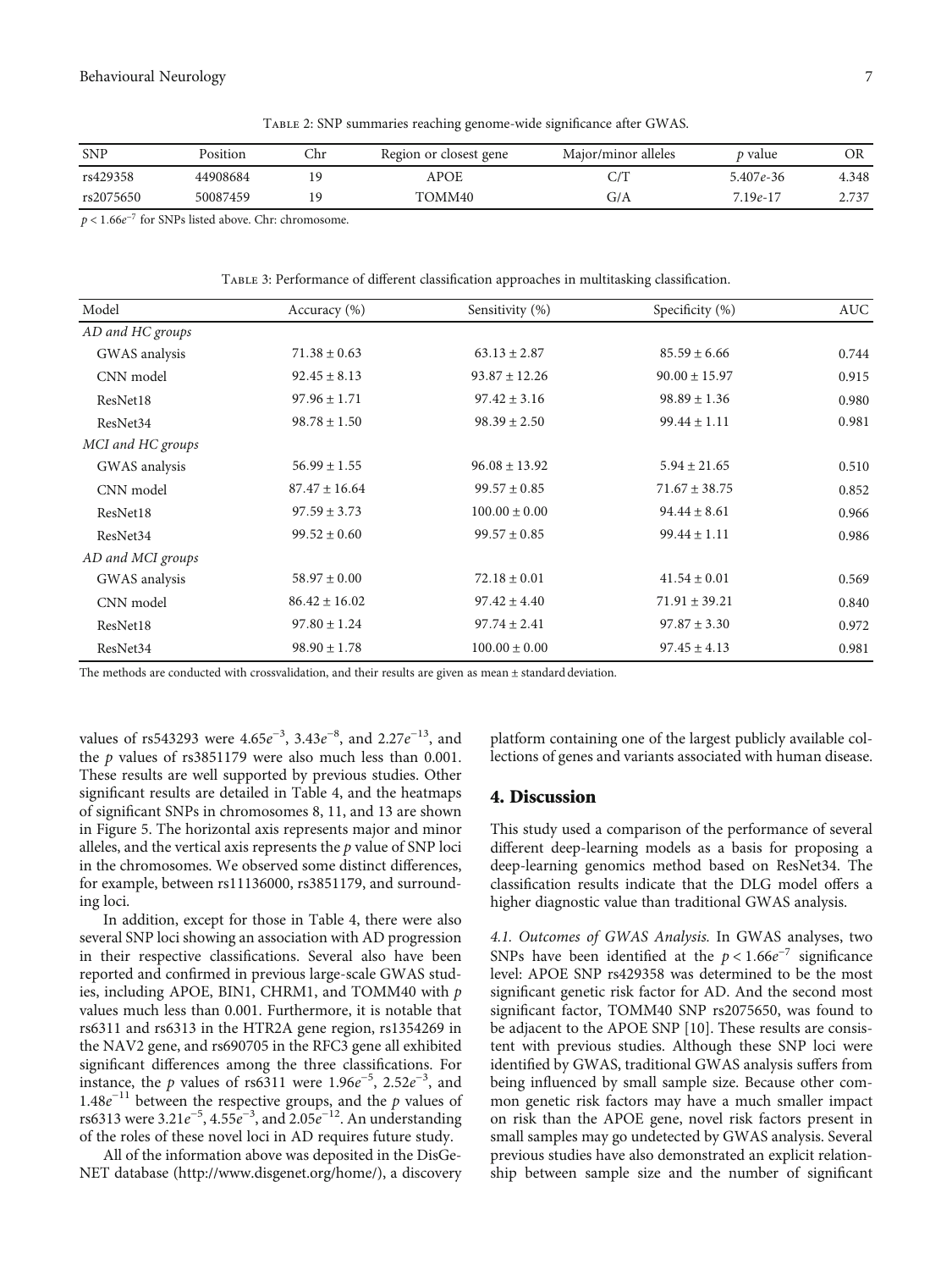Table 2: SNP summaries reaching genome-wide significance after GWAS.

| SNP | Position | Chr | Region or closest gene | Major/minor alleles | *p* value | OR |
|---|---|---|---|---|---|---|
| rs429358 | 44908684 | 19 | APOE | C/T | $5.407e$-36 | 4.348 |
| rs2075650 | 50087459 | 19 | TOMM40 | G/A | $7.19e$-17 | 2.737 |

$p < 1.66e^{-7}$ for SNPs listed above. Chr: chromosome.

Table 3: Performance of different classification approaches in multitasking classification.

| Model | Accuracy (%) | Sensitivity (%) | Specificity (%) | AUC |
|---|---|---|---|---|
| *AD and HC groups* | | | | |
| GWAS analysis | $71.38 \pm 0.63$ | $63.13 \pm 2.87$ | $85.59 \pm 6.66$ | 0.744 |
| CNN model | $92.45 \pm 8.13$ | $93.87 \pm 12.26$ | $90.00 \pm 15.97$ | 0.915 |
| ResNet18 | $97.96 \pm 1.71$ | $97.42 \pm 3.16$ | $98.89 \pm 1.36$ | 0.980 |
| ResNet34 | $98.78 \pm 1.50$ | $98.39 \pm 2.50$ | $99.44 \pm 1.11$ | 0.981 |
| *MCI and HC groups* | | | | |
| GWAS analysis | $56.99 \pm 1.55$ | $96.08 \pm 13.92$ | $5.94 \pm 21.65$ | 0.510 |
| CNN model | $87.47 \pm 16.64$ | $99.57 \pm 0.85$ | $71.67 \pm 38.75$ | 0.852 |
| ResNet18 | $97.59 \pm 3.73$ | $100.00 \pm 0.00$ | $94.44 \pm 8.61$ | 0.966 |
| ResNet34 | $99.52 \pm 0.60$ | $99.57 \pm 0.85$ | $99.44 \pm 1.11$ | 0.986 |
| *AD and MCI groups* | | | | |
| GWAS analysis | $58.97 \pm 0.00$ | $72.18 \pm 0.01$ | $41.54 \pm 0.01$ | 0.569 |
| CNN model | $86.42 \pm 16.02$ | $97.42 \pm 4.40$ | $71.91 \pm 39.21$ | 0.840 |
| ResNet18 | $97.80 \pm 1.24$ | $97.74 \pm 2.41$ | $97.87 \pm 3.30$ | 0.972 |
| ResNet34 | $98.90 \pm 1.78$ | $100.00 \pm 0.00$ | $97.45 \pm 4.13$ | 0.981 |

The methods are conducted with crossvalidation, and their results are given as mean ± standard deviation.

values of rs543293 were $4.65e^{-3}$, $3.43e^{-8}$, and $2.27e^{-13}$, and the *p* values of rs3851179 were also much less than 0.001. These results are well supported by previous studies. Other significant results are detailed in Table 4, and the heatmaps of significant SNPs in chromosomes 8, 11, and 13 are shown in Figure 5. The horizontal axis represents major and minor alleles, and the vertical axis represents the *p* value of SNP loci in the chromosomes. We observed some distinct differences, for example, between rs11136000, rs3851179, and surrounding loci.

In addition, except for those in Table 4, there were also several SNP loci showing an association with AD progression in their respective classifications. Several also have been reported and confirmed in previous large-scale GWAS studies, including APOE, BIN1, CHRM1, and TOMM40 with *p* values much less than 0.001. Furthermore, it is notable that rs6311 and rs6313 in the HTR2A gene region, rs1354269 in the NAV2 gene, and rs690705 in the RFC3 gene all exhibited significant differences among the three classifications. For instance, the *p* values of rs6311 were $1.96e^{-5}$, $2.52e^{-3}$, and $1.48e^{-11}$ between the respective groups, and the *p* values of rs6313 were $3.21e^{-5}$, $4.55e^{-3}$, and $2.05e^{-12}$. An understanding of the roles of these novel loci in AD requires future study.

All of the information above was deposited in the DisGeNET database (http://www.disgenet.org/home/), a discovery platform containing one of the largest publicly available collections of genes and variants associated with human disease.

## 4. Discussion

This study used a comparison of the performance of several different deep-learning models as a basis for proposing a deep-learning genomics method based on ResNet34. The classification results indicate that the DLG model offers a higher diagnostic value than traditional GWAS analysis.

*4.1. Outcomes of GWAS Analysis.* In GWAS analyses, two SNPs have been identified at the $p < 1.66e^{-7}$ significance level: APOE SNP rs429358 was determined to be the most significant genetic risk factor for AD. And the second most significant factor, TOMM40 SNP rs2075650, was found to be adjacent to the APOE SNP [10]. These results are consistent with previous studies. Although these SNP loci were identified by GWAS, traditional GWAS analysis suffers from being influenced by small sample size. Because other common genetic risk factors may have a much smaller impact on risk than the APOE gene, novel risk factors present in small samples may go undetected by GWAS analysis. Several previous studies have also demonstrated an explicit relationship between sample size and the number of significant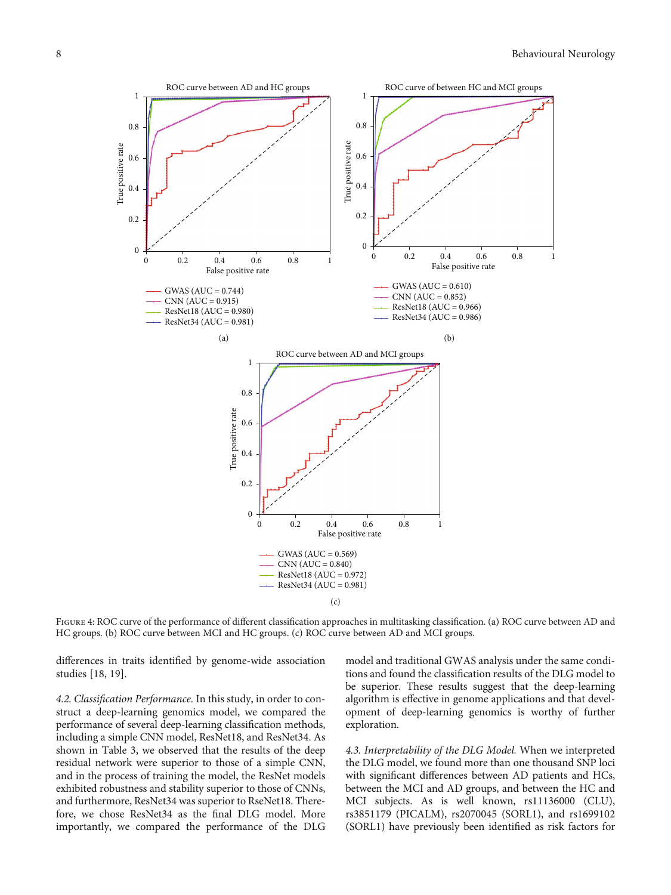Figure 4: ROC curve of the performance of different classification approaches in multitasking classification. (a) ROC curve between AD and HC groups. (b) ROC curve between MCI and HC groups. (c) ROC curve between AD and MCI groups.

differences in traits identified by genome-wide association studies [18, 19].

*4.2. Classification Performance.* In this study, in order to construct a deep-learning genomics model, we compared the performance of several deep-learning classification methods, including a simple CNN model, ResNet18, and ResNet34. As shown in Table 3, we observed that the results of the deep residual network were superior to those of a simple CNN, and in the process of training the model, the ResNet models exhibited robustness and stability superior to those of CNNs, and furthermore, ResNet34 was superior to RseNet18. Therefore, we chose ResNet34 as the final DLG model. More importantly, we compared the performance of the DLG model and traditional GWAS analysis under the same conditions and found the classification results of the DLG model to be superior. These results suggest that the deep-learning algorithm is effective in genome applications and that development of deep-learning genomics is worthy of further exploration.

*4.3. Interpretability of the DLG Model.* When we interpreted the DLG model, we found more than one thousand SNP loci with significant differences between AD patients and HCs, between the MCI and AD groups, and between the HC and MCI subjects. As is well known, rs11136000 (CLU), rs3851179 (PICALM), rs2070045 (SORL1), and rs1699102 (SORL1) have previously been identified as risk factors for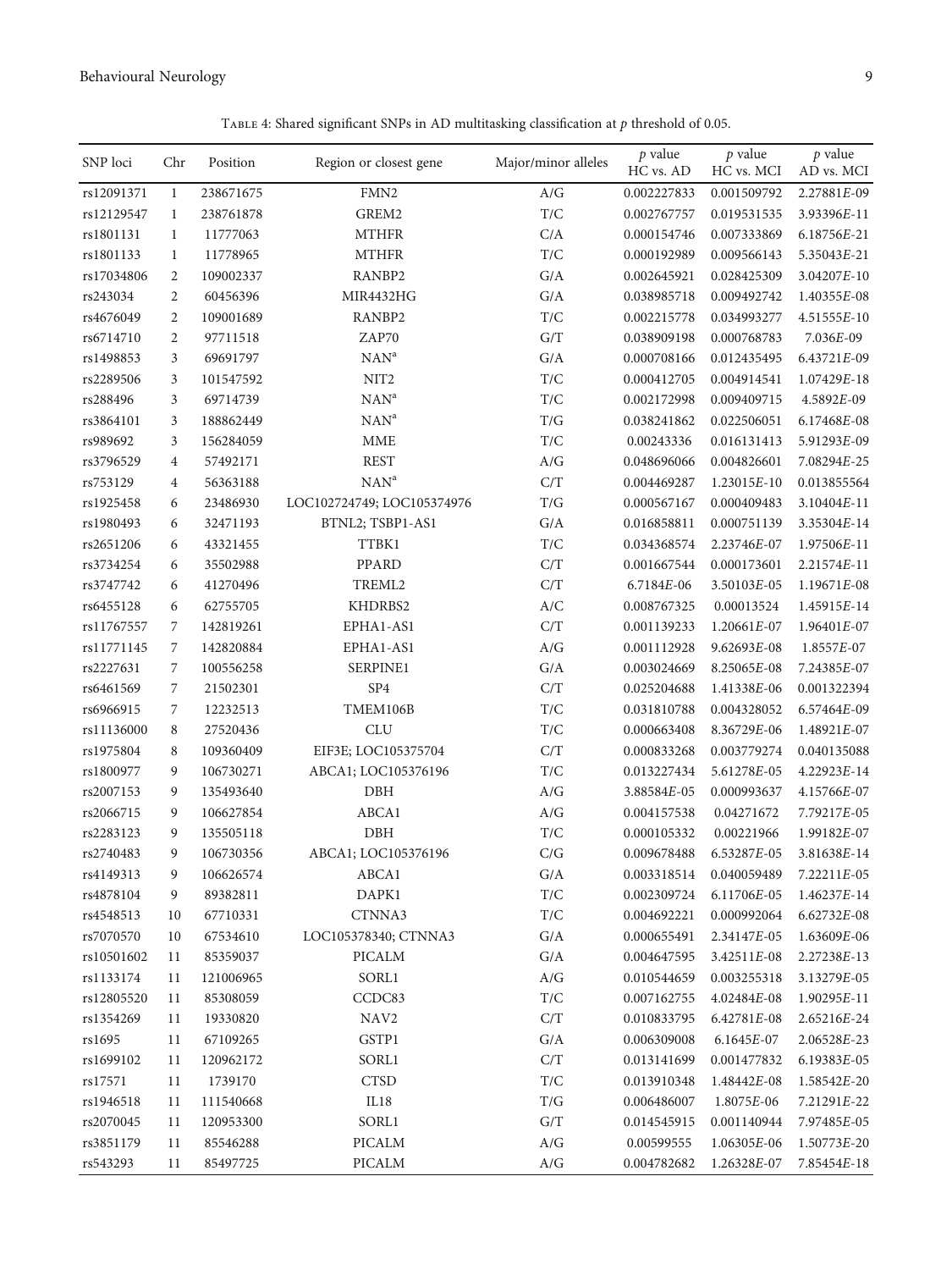Table 4: Shared significant SNPs in AD multitasking classification at $p$ threshold of 0.05.

| SNP loci | Chr | Position | Region or closest gene | Major/minor alleles | $p$ value HC vs. AD | $p$ value HC vs. MCI | $p$ value AD vs. MCI |
|---|---|---|---|---|---|---|---|
| rs12091371 | 1 | 238671675 | FMN2 | A/G | 0.002227833 | 0.001509792 | 2.27881*E*-09 |
| rs12129547 | 1 | 238761878 | GREM2 | T/C | 0.002767757 | 0.019531535 | 3.93396*E*-11 |
| rs1801131 | 1 | 11777063 | MTHFR | C/A | 0.000154746 | 0.007333869 | 6.18756*E*-21 |
| rs1801133 | 1 | 11778965 | MTHFR | T/C | 0.000192989 | 0.009566143 | 5.35043*E*-21 |
| rs17034806 | 2 | 109002337 | RANBP2 | G/A | 0.002645921 | 0.028425309 | 3.04207*E*-10 |
| rs243034 | 2 | 60456396 | MIR4432HG | G/A | 0.038985718 | 0.009492742 | 1.40355*E*-08 |
| rs4676049 | 2 | 109001689 | RANBP2 | T/C | 0.002215778 | 0.034993277 | 4.51555*E*-10 |
| rs6714710 | 2 | 97711518 | ZAP70 | G/T | 0.038909198 | 0.000768783 | 7.036*E*-09 |
| rs1498853 | 3 | 69691797 | NAN[a] | G/A | 0.000708166 | 0.012435495 | 6.43721*E*-09 |
| rs2289506 | 3 | 101547592 | NIT2 | T/C | 0.000412705 | 0.004914541 | 1.07429*E*-18 |
| rs288496 | 3 | 69714739 | NAN[a] | T/C | 0.002172998 | 0.009409715 | 4.5892*E*-09 |
| rs3864101 | 3 | 188862449 | NAN[a] | T/G | 0.038241862 | 0.022506051 | 6.17468*E*-08 |
| rs989692 | 3 | 156284059 | MME | T/C | 0.00243336 | 0.016131413 | 5.91293*E*-09 |
| rs3796529 | 4 | 57492171 | REST | A/G | 0.048696066 | 0.004826601 | 7.08294*E*-25 |
| rs753129 | 4 | 56363188 | NAN[a] | C/T | 0.004469287 | 1.23015*E*-10 | 0.013855564 |
| rs1925458 | 6 | 23486930 | LOC102724749; LOC105374976 | T/G | 0.000567167 | 0.000409483 | 3.10404*E*-11 |
| rs1980493 | 6 | 32471193 | BTNL2; TSBP1-AS1 | G/A | 0.016858811 | 0.000751139 | 3.35304*E*-14 |
| rs2651206 | 6 | 43321455 | TTBK1 | T/C | 0.034368574 | 2.23746*E*-07 | 1.97506*E*-11 |
| rs3734254 | 6 | 35502988 | PPARD | C/T | 0.001667544 | 0.000173601 | 2.21574*E*-11 |
| rs3747742 | 6 | 41270496 | TREML2 | C/T | 6.7184*E*-06 | 3.50103*E*-05 | 1.19671*E*-08 |
| rs6455128 | 6 | 62755705 | KHDRBS2 | A/C | 0.008767325 | 0.00013524 | 1.45915*E*-14 |
| rs11767557 | 7 | 142819261 | EPHA1-AS1 | C/T | 0.001139233 | 1.20661*E*-07 | 1.96401*E*-07 |
| rs11771145 | 7 | 142820884 | EPHA1-AS1 | A/G | 0.001112928 | 9.62693*E*-08 | 1.8557*E*-07 |
| rs2227631 | 7 | 100556258 | SERPINE1 | G/A | 0.003024669 | 8.25065*E*-08 | 7.24385*E*-07 |
| rs6461569 | 7 | 21502301 | SP4 | C/T | 0.025204688 | 1.41338*E*-06 | 0.001322394 |
| rs6966915 | 7 | 12232513 | TMEM106B | T/C | 0.031810788 | 0.004328052 | 6.57464*E*-09 |
| rs11136000 | 8 | 27520436 | CLU | T/C | 0.000663408 | 8.36729*E*-06 | 1.48921*E*-07 |
| rs1975804 | 8 | 109360409 | EIF3E; LOC105375704 | C/T | 0.000833268 | 0.003779274 | 0.040135088 |
| rs1800977 | 9 | 106730271 | ABCA1; LOC105376196 | T/C | 0.013227434 | 5.61278*E*-05 | 4.22923*E*-14 |
| rs2007153 | 9 | 135493640 | DBH | A/G | 3.88584*E*-05 | 0.000993637 | 4.15766*E*-07 |
| rs2066715 | 9 | 106627854 | ABCA1 | A/G | 0.004157538 | 0.04271672 | 7.79217*E*-05 |
| rs2283123 | 9 | 135505118 | DBH | T/C | 0.000105332 | 0.00221966 | 1.99182*E*-07 |
| rs2740483 | 9 | 106730356 | ABCA1; LOC105376196 | C/G | 0.009678488 | 6.53287*E*-05 | 3.81638*E*-14 |
| rs4149313 | 9 | 106626574 | ABCA1 | G/A | 0.003318514 | 0.040059489 | 7.22211*E*-05 |
| rs4878104 | 9 | 89382811 | DAPK1 | T/C | 0.002309724 | 6.11706*E*-05 | 1.46237*E*-14 |
| rs4548513 | 10 | 67710331 | CTNNA3 | T/C | 0.004692221 | 0.000992064 | 6.62732*E*-08 |
| rs7070570 | 10 | 67534610 | LOC105378340; CTNNA3 | G/A | 0.000655491 | 2.34147*E*-05 | 1.63609*E*-06 |
| rs10501602 | 11 | 85359037 | PICALM | G/A | 0.004647595 | 3.42511*E*-08 | 2.27238*E*-13 |
| rs1133174 | 11 | 121006965 | SORL1 | A/G | 0.010544659 | 0.003255318 | 3.13279*E*-05 |
| rs12805520 | 11 | 85308059 | CCDC83 | T/C | 0.007162755 | 4.02484*E*-08 | 1.90295*E*-11 |
| rs1354269 | 11 | 19330820 | NAV2 | C/T | 0.010833795 | 6.42781*E*-08 | 2.65216*E*-24 |
| rs1695 | 11 | 67109265 | GSTP1 | G/A | 0.006309008 | 6.1645*E*-07 | 2.06528*E*-23 |
| rs1699102 | 11 | 120962172 | SORL1 | C/T | 0.013141699 | 0.001477832 | 6.19383*E*-05 |
| rs17571 | 11 | 1739170 | CTSD | T/C | 0.013910348 | 1.48442*E*-08 | 1.58542*E*-20 |
| rs1946518 | 11 | 111540668 | IL18 | T/G | 0.006486007 | 1.8075*E*-06 | 7.21291*E*-22 |
| rs2070045 | 11 | 120953300 | SORL1 | G/T | 0.014545915 | 0.001140944 | 7.97485*E*-05 |
| rs3851179 | 11 | 85546288 | PICALM | A/G | 0.00599555 | 1.06305*E*-06 | 1.50773*E*-20 |
| rs543293 | 11 | 85497725 | PICALM | A/G | 0.004782682 | 1.26328*E*-07 | 7.85454*E*-18 |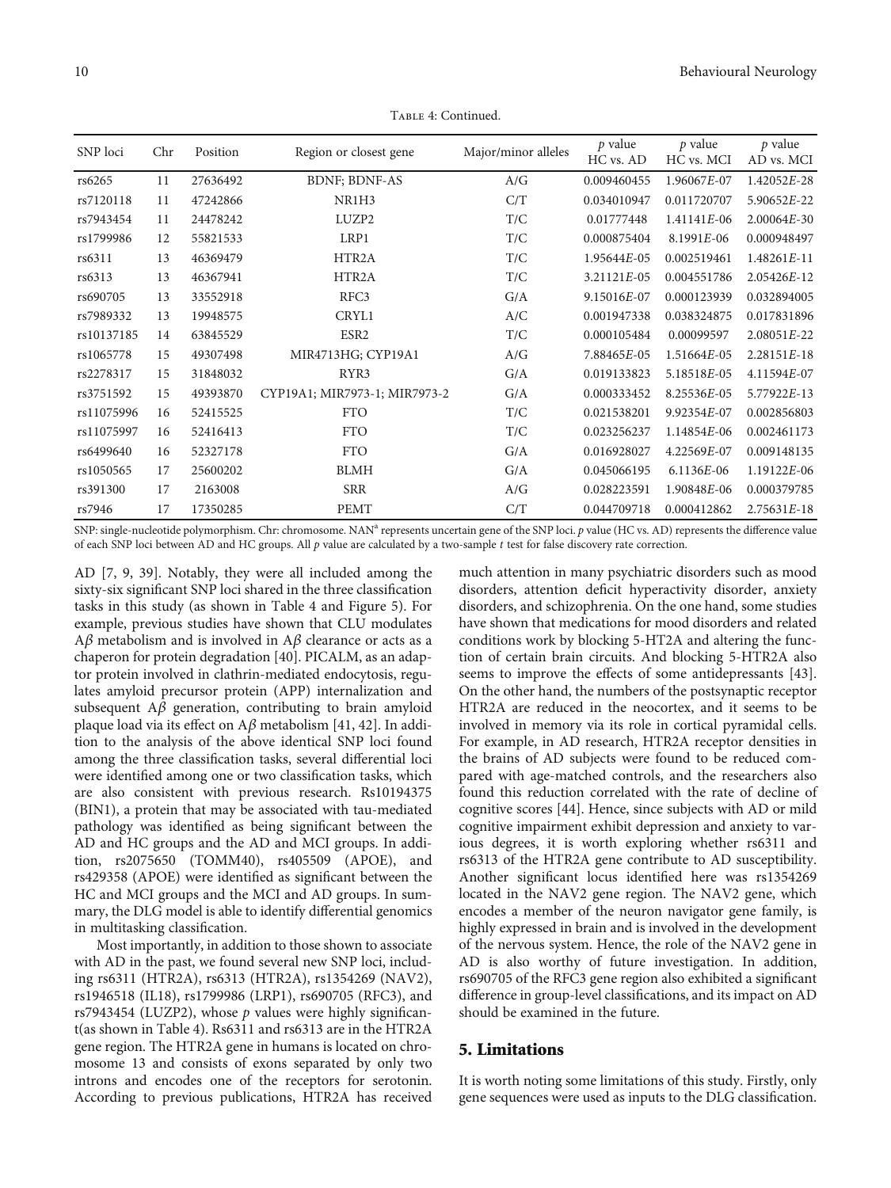Table 4: Continued.

| SNP loci | Chr | Position | Region or closest gene | Major/minor alleles | *p* value HC vs. AD | *p* value HC vs. MCI | *p* value AD vs. MCI |
|---|---|---|---|---|---|---|---|
| rs6265 | 11 | 27636492 | BDNF; BDNF-AS | A/G | 0.009460455 | 1.96067*E*-07 | 1.42052*E*-28 |
| rs7120118 | 11 | 47242866 | NR1H3 | C/T | 0.034010947 | 0.011720707 | 5.90652*E*-22 |
| rs7943454 | 11 | 24478242 | LUZP2 | T/C | 0.01777448 | 1.41141*E*-06 | 2.00064*E*-30 |
| rs1799986 | 12 | 55821533 | LRP1 | T/C | 0.000875404 | 8.1991*E*-06 | 0.000948497 |
| rs6311 | 13 | 46369479 | HTR2A | T/C | 1.95644*E*-05 | 0.002519461 | 1.48261*E*-11 |
| rs6313 | 13 | 46367941 | HTR2A | T/C | 3.21121*E*-05 | 0.004551786 | 2.05426*E*-12 |
| rs690705 | 13 | 33552918 | RFC3 | G/A | 9.15016*E*-07 | 0.000123939 | 0.032894005 |
| rs7989332 | 13 | 19948575 | CRYL1 | A/C | 0.001947338 | 0.038324875 | 0.017831896 |
| rs10137185 | 14 | 63845529 | ESR2 | T/C | 0.000105484 | 0.00099597 | 2.08051*E*-22 |
| rs1065778 | 15 | 49307498 | MIR4713HG; CYP19A1 | A/G | 7.88465*E*-05 | 1.51664*E*-05 | 2.28151*E*-18 |
| rs2278317 | 15 | 31848032 | RYR3 | G/A | 0.019133823 | 5.18518*E*-05 | 4.11594*E*-07 |
| rs3751592 | 15 | 49393870 | CYP19A1; MIR7973-1; MIR7973-2 | G/A | 0.000333452 | 8.25536*E*-05 | 5.77922*E*-13 |
| rs11075996 | 16 | 52415525 | FTO | T/C | 0.021538201 | 9.92354*E*-07 | 0.002856803 |
| rs11075997 | 16 | 52416413 | FTO | T/C | 0.023256237 | 1.14854*E*-06 | 0.002461173 |
| rs6499640 | 16 | 52327178 | FTO | G/A | 0.016928027 | 4.22569*E*-07 | 0.009148135 |
| rs1050565 | 17 | 25600202 | BLMH | G/A | 0.045066195 | 6.1136*E*-06 | 1.19122*E*-06 |
| rs391300 | 17 | 2163008 | SRR | A/G | 0.028223591 | 1.90848*E*-06 | 0.000379785 |
| rs7946 | 17 | 17350285 | PEMT | C/T | 0.044709718 | 0.000412862 | 2.75631*E*-18 |

SNP: single-nucleotide polymorphism. Chr: chromosome. NAN[a] represents uncertain gene of the SNP loci. *p* value (HC vs. AD) represents the difference value of each SNP loci between AD and HC groups. All *p* value are calculated by a two-sample *t* test for false discovery rate correction.

AD [7, 9, 39]. Notably, they were all included among the sixty-six significant SNP loci shared in the three classification tasks in this study (as shown in Table 4 and Figure 5). For example, previous studies have shown that CLU modulates A$\beta$ metabolism and is involved in A$\beta$ clearance or acts as a chaperon for protein degradation [40]. PICALM, as an adaptor protein involved in clathrin-mediated endocytosis, regulates amyloid precursor protein (APP) internalization and subsequent A$\beta$ generation, contributing to brain amyloid plaque load via its effect on A$\beta$ metabolism [41, 42]. In addition to the analysis of the above identical SNP loci found among the three classification tasks, several differential loci were identified among one or two classification tasks, which are also consistent with previous research. Rs10194375 (BIN1), a protein that may be associated with tau-mediated pathology was identified as being significant between the AD and HC groups and the AD and MCI groups. In addition, rs2075650 (TOMM40), rs405509 (APOE), and rs429358 (APOE) were identified as significant between the HC and MCI groups and the MCI and AD groups. In summary, the DLG model is able to identify differential genomics in multitasking classification.

Most importantly, in addition to those shown to associate with AD in the past, we found several new SNP loci, including rs6311 (HTR2A), rs6313 (HTR2A), rs1354269 (NAV2), rs1946518 (IL18), rs1799986 (LRP1), rs690705 (RFC3), and rs7943454 (LUZP2), whose *p* values were highly significant(as shown in Table 4). Rs6311 and rs6313 are in the HTR2A gene region. The HTR2A gene in humans is located on chromosome 13 and consists of exons separated by only two introns and encodes one of the receptors for serotonin. According to previous publications, HTR2A has received much attention in many psychiatric disorders such as mood disorders, attention deficit hyperactivity disorder, anxiety disorders, and schizophrenia. On the one hand, some studies have shown that medications for mood disorders and related conditions work by blocking 5-HT2A and altering the function of certain brain circuits. And blocking 5-HTR2A also seems to improve the effects of some antidepressants [43]. On the other hand, the numbers of the postsynaptic receptor HTR2A are reduced in the neocortex, and it seems to be involved in memory via its role in cortical pyramidal cells. For example, in AD research, HTR2A receptor densities in the brains of AD subjects were found to be reduced compared with age-matched controls, and the researchers also found this reduction correlated with the rate of decline of cognitive scores [44]. Hence, since subjects with AD or mild cognitive impairment exhibit depression and anxiety to various degrees, it is worth exploring whether rs6311 and rs6313 of the HTR2A gene contribute to AD susceptibility. Another significant locus identified here was rs1354269 located in the NAV2 gene region. The NAV2 gene, which encodes a member of the neuron navigator gene family, is highly expressed in brain and is involved in the development of the nervous system. Hence, the role of the NAV2 gene in AD is also worthy of future investigation. In addition, rs690705 of the RFC3 gene region also exhibited a significant difference in group-level classifications, and its impact on AD should be examined in the future.

## 5. Limitations

It is worth noting some limitations of this study. Firstly, only gene sequences were used as inputs to the DLG classification.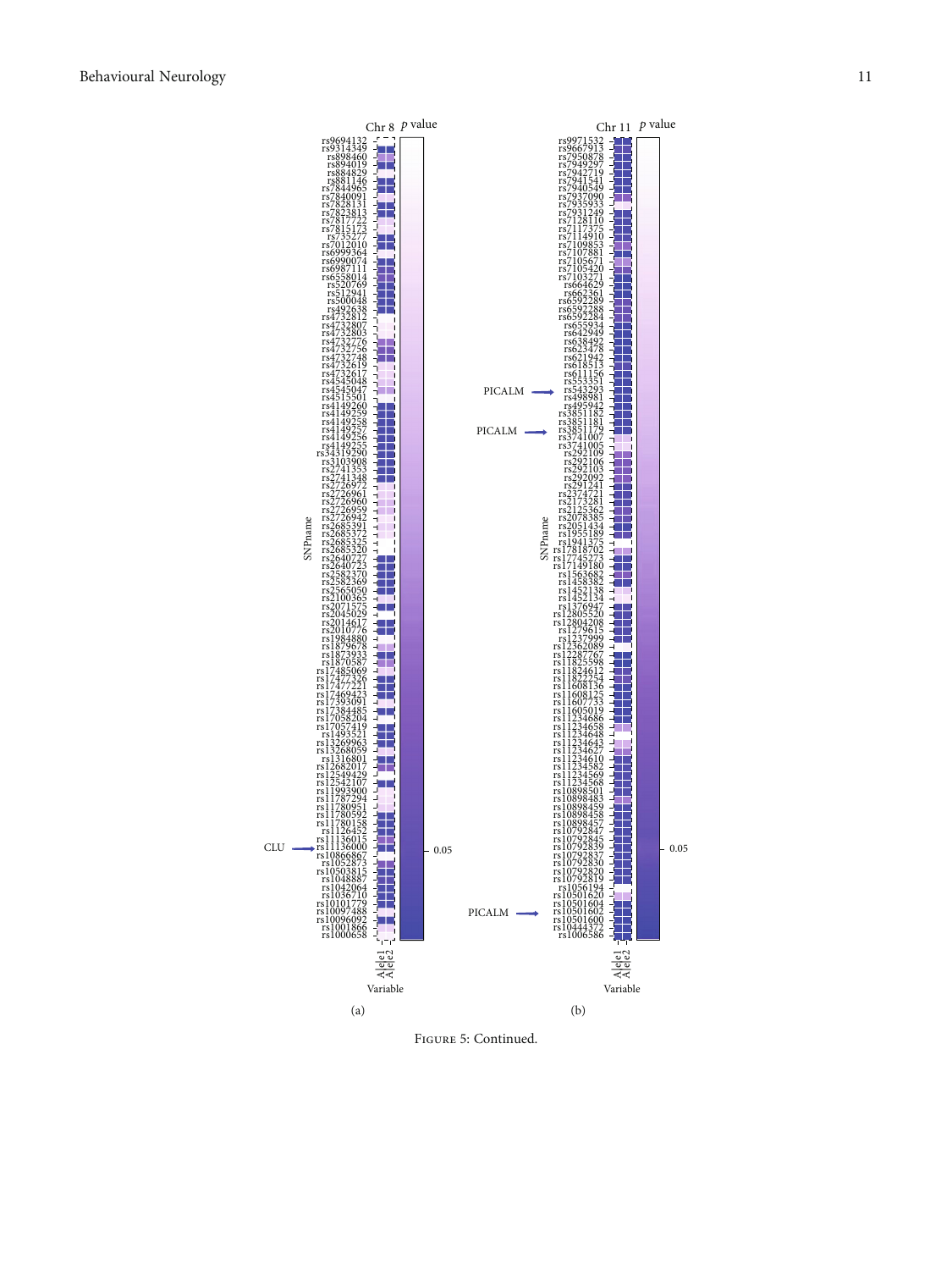Figure 5: Continued.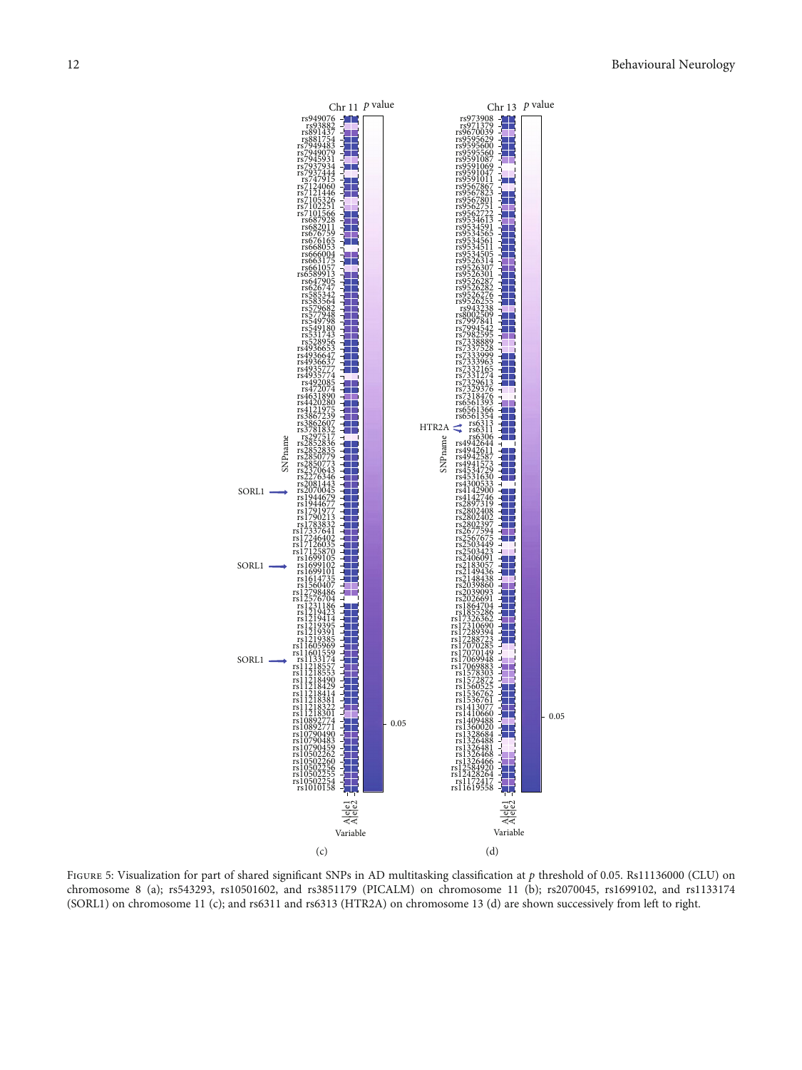Figure 5: Visualization for part of shared significant SNPs in AD multitasking classification at $p$ threshold of 0.05. Rs11136000 (CLU) on chromosome 8 (a); rs543293, rs10501602, and rs3851179 (PICALM) on chromosome 11 (b); rs2070045, rs1699102, and rs1133174 (SORL1) on chromosome 11 (c); and rs6311 and rs6313 (HTR2A) on chromosome 13 (d) are shown successively from left to right.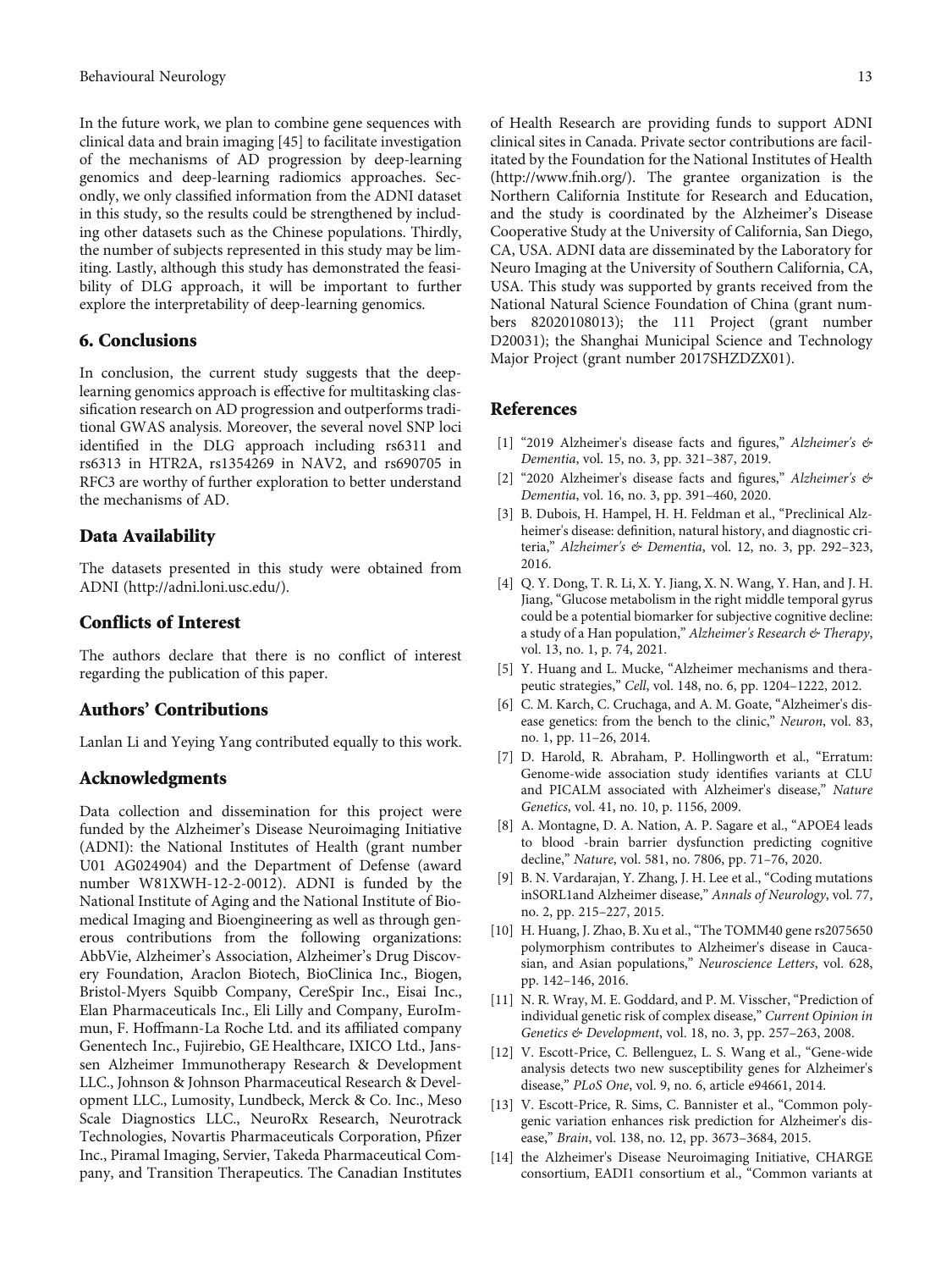In the future work, we plan to combine gene sequences with clinical data and brain imaging [45] to facilitate investigation of the mechanisms of AD progression by deep-learning genomics and deep-learning radiomics approaches. Secondly, we only classified information from the ADNI dataset in this study, so the results could be strengthened by including other datasets such as the Chinese populations. Thirdly, the number of subjects represented in this study may be limiting. Lastly, although this study has demonstrated the feasibility of DLG approach, it will be important to further explore the interpretability of deep-learning genomics.

## 6. Conclusions

In conclusion, the current study suggests that the deep-learning genomics approach is effective for multitasking classification research on AD progression and outperforms traditional GWAS analysis. Moreover, the several novel SNP loci identified in the DLG approach including rs6311 and rs6313 in HTR2A, rs1354269 in NAV2, and rs690705 in RFC3 are worthy of further exploration to better understand the mechanisms of AD.

## Data Availability

The datasets presented in this study were obtained from ADNI (http://adni.loni.usc.edu/).

## Conflicts of Interest

The authors declare that there is no conflict of interest regarding the publication of this paper.

## Authors' Contributions

Lanlan Li and Yeying Yang contributed equally to this work.

## Acknowledgments

Data collection and dissemination for this project were funded by the Alzheimer's Disease Neuroimaging Initiative (ADNI): the National Institutes of Health (grant number U01 AG024904) and the Department of Defense (award number W81XWH-12-2-0012). ADNI is funded by the National Institute of Aging and the National Institute of Biomedical Imaging and Bioengineering as well as through generous contributions from the following organizations: AbbVie, Alzheimer's Association, Alzheimer's Drug Discovery Foundation, Araclon Biotech, BioClinica Inc., Biogen, Bristol-Myers Squibb Company, CereSpir Inc., Eisai Inc., Elan Pharmaceuticals Inc., Eli Lilly and Company, EuroImmun, F. Hoffmann-La Roche Ltd. and its affiliated company Genentech Inc., Fujirebio, GE Healthcare, IXICO Ltd., Janssen Alzheimer Immunotherapy Research & Development LLC., Johnson & Johnson Pharmaceutical Research & Development LLC., Lumosity, Lundbeck, Merck & Co. Inc., Meso Scale Diagnostics LLC., NeuroRx Research, Neurotrack Technologies, Novartis Pharmaceuticals Corporation, Pfizer Inc., Piramal Imaging, Servier, Takeda Pharmaceutical Company, and Transition Therapeutics. The Canadian Institutes of Health Research are providing funds to support ADNI clinical sites in Canada. Private sector contributions are facilitated by the Foundation for the National Institutes of Health (http://www.fnih.org/). The grantee organization is the Northern California Institute for Research and Education, and the study is coordinated by the Alzheimer's Disease Cooperative Study at the University of California, San Diego, CA, USA. ADNI data are disseminated by the Laboratory for Neuro Imaging at the University of Southern California, CA, USA. This study was supported by grants received from the National Natural Science Foundation of China (grant numbers 82020108013); the 111 Project (grant number D20031); the Shanghai Municipal Science and Technology Major Project (grant number 2017SHZDZX01).

## References

[1] "2019 Alzheimer's disease facts and figures," *Alzheimer's & Dementia*, vol. 15, no. 3, pp. 321–387, 2019.

[2] "2020 Alzheimer's disease facts and figures," *Alzheimer's & Dementia*, vol. 16, no. 3, pp. 391–460, 2020.

[3] B. Dubois, H. Hampel, H. H. Feldman et al., "Preclinical Alzheimer's disease: definition, natural history, and diagnostic criteria," *Alzheimer's & Dementia*, vol. 12, no. 3, pp. 292–323, 2016.

[4] Q. Y. Dong, T. R. Li, X. Y. Jiang, X. N. Wang, Y. Han, and J. H. Jiang, "Glucose metabolism in the right middle temporal gyrus could be a potential biomarker for subjective cognitive decline: a study of a Han population," *Alzheimer's Research & Therapy*, vol. 13, no. 1, p. 74, 2021.

[5] Y. Huang and L. Mucke, "Alzheimer mechanisms and therapeutic strategies," *Cell*, vol. 148, no. 6, pp. 1204–1222, 2012.

[6] C. M. Karch, C. Cruchaga, and A. M. Goate, "Alzheimer's disease genetics: from the bench to the clinic," *Neuron*, vol. 83, no. 1, pp. 11–26, 2014.

[7] D. Harold, R. Abraham, P. Hollingworth et al., "Erratum: Genome-wide association study identifies variants at CLU and PICALM associated with Alzheimer's disease," *Nature Genetics*, vol. 41, no. 10, p. 1156, 2009.

[8] A. Montagne, D. A. Nation, A. P. Sagare et al., "APOE4 leads to blood -brain barrier dysfunction predicting cognitive decline," *Nature*, vol. 581, no. 7806, pp. 71–76, 2020.

[9] B. N. Vardarajan, Y. Zhang, J. H. Lee et al., "Coding mutations inSORL1and Alzheimer disease," *Annals of Neurology*, vol. 77, no. 2, pp. 215–227, 2015.

[10] H. Huang, J. Zhao, B. Xu et al., "The TOMM40 gene rs2075650 polymorphism contributes to Alzheimer's disease in Caucasian, and Asian populations," *Neuroscience Letters*, vol. 628, pp. 142–146, 2016.

[11] N. R. Wray, M. E. Goddard, and P. M. Visscher, "Prediction of individual genetic risk of complex disease," *Current Opinion in Genetics & Development*, vol. 18, no. 3, pp. 257–263, 2008.

[12] V. Escott-Price, C. Bellenguez, L. S. Wang et al., "Gene-wide analysis detects two new susceptibility genes for Alzheimer's disease," *PLoS One*, vol. 9, no. 6, article e94661, 2014.

[13] V. Escott-Price, R. Sims, C. Bannister et al., "Common polygenic variation enhances risk prediction for Alzheimer's disease," *Brain*, vol. 138, no. 12, pp. 3673–3684, 2015.

[14] the Alzheimer's Disease Neuroimaging Initiative, CHARGE consortium, EADI1 consortium et al., "Common variants at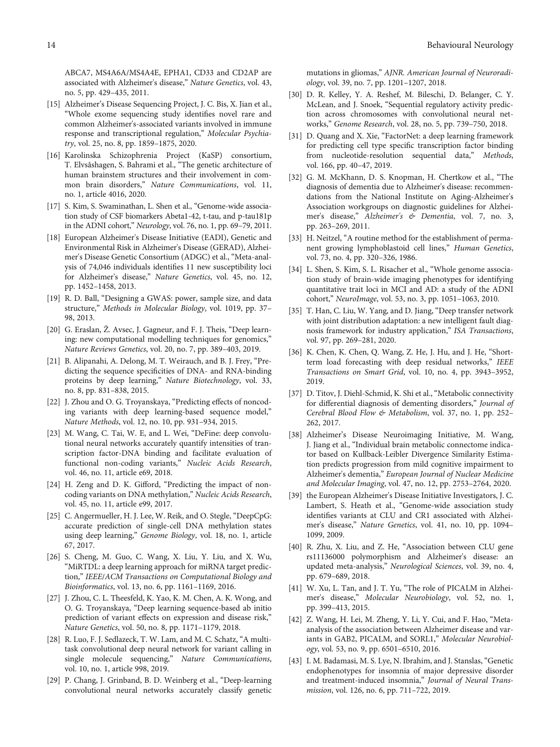ABCA7, MS4A6A/MS4A4E, EPHA1, CD33 and CD2AP are associated with Alzheimer's disease," *Nature Genetics*, vol. 43, no. 5, pp. 429–435, 2011.

[15] Alzheimer's Disease Sequencing Project, J. C. Bis, X. Jian et al., "Whole exome sequencing study identifies novel rare and common Alzheimer's-associated variants involved in immune response and transcriptional regulation," *Molecular Psychiatry*, vol. 25, no. 8, pp. 1859–1875, 2020.

[16] Karolinska Schizophrenia Project (KaSP) consortium, T. Elvsåshagen, S. Bahrami et al., "The genetic architecture of human brainstem structures and their involvement in common brain disorders," *Nature Communications*, vol. 11, no. 1, article 4016, 2020.

[17] S. Kim, S. Swaminathan, L. Shen et al., "Genome-wide association study of CSF biomarkers Abeta1-42, t-tau, and p-tau181p in the ADNI cohort," *Neurology*, vol. 76, no. 1, pp. 69–79, 2011.

[18] European Alzheimer's Disease Initiative (EADI), Genetic and Environmental Risk in Alzheimer's Disease (GERAD), Alzheimer's Disease Genetic Consortium (ADGC) et al., "Meta-analysis of 74,046 individuals identifies 11 new susceptibility loci for Alzheimer's disease," *Nature Genetics*, vol. 45, no. 12, pp. 1452–1458, 2013.

[19] R. D. Ball, "Designing a GWAS: power, sample size, and data structure," *Methods in Molecular Biology*, vol. 1019, pp. 37–98, 2013.

[20] G. Eraslan, Ž. Avsec, J. Gagneur, and F. J. Theis, "Deep learning: new computational modelling techniques for genomics," *Nature Reviews Genetics*, vol. 20, no. 7, pp. 389–403, 2019.

[21] B. Alipanahi, A. Delong, M. T. Weirauch, and B. J. Frey, "Predicting the sequence specificities of DNA- and RNA-binding proteins by deep learning," *Nature Biotechnology*, vol. 33, no. 8, pp. 831–838, 2015.

[22] J. Zhou and O. G. Troyanskaya, "Predicting effects of noncoding variants with deep learning-based sequence model," *Nature Methods*, vol. 12, no. 10, pp. 931–934, 2015.

[23] M. Wang, C. Tai, W. E, and L. Wei, "DeFine: deep convolutional neural networks accurately quantify intensities of transcription factor-DNA binding and facilitate evaluation of functional non-coding variants," *Nucleic Acids Research*, vol. 46, no. 11, article e69, 2018.

[24] H. Zeng and D. K. Gifford, "Predicting the impact of non-coding variants on DNA methylation," *Nucleic Acids Research*, vol. 45, no. 11, article e99, 2017.

[25] C. Angermueller, H. J. Lee, W. Reik, and O. Stegle, "DeepCpG: accurate prediction of single-cell DNA methylation states using deep learning," *Genome Biology*, vol. 18, no. 1, article 67, 2017.

[26] S. Cheng, M. Guo, C. Wang, X. Liu, Y. Liu, and X. Wu, "MiRTDL: a deep learning approach for miRNA target prediction," *IEEE/ACM Transactions on Computational Biology and Bioinformatics*, vol. 13, no. 6, pp. 1161–1169, 2016.

[27] J. Zhou, C. L. Theesfeld, K. Yao, K. M. Chen, A. K. Wong, and O. G. Troyanskaya, "Deep learning sequence-based ab initio prediction of variant effects on expression and disease risk," *Nature Genetics*, vol. 50, no. 8, pp. 1171–1179, 2018.

[28] R. Luo, F. J. Sedlazeck, T. W. Lam, and M. C. Schatz, "A multi-task convolutional deep neural network for variant calling in single molecule sequencing," *Nature Communications*, vol. 10, no. 1, article 998, 2019.

[29] P. Chang, J. Grinband, B. D. Weinberg et al., "Deep-learning convolutional neural networks accurately classify genetic mutations in gliomas," *AJNR. American Journal of Neuroradiology*, vol. 39, no. 7, pp. 1201–1207, 2018.

[30] D. R. Kelley, Y. A. Reshef, M. Bileschi, D. Belanger, C. Y. McLean, and J. Snoek, "Sequential regulatory activity prediction across chromosomes with convolutional neural networks," *Genome Research*, vol. 28, no. 5, pp. 739–750, 2018.

[31] D. Quang and X. Xie, "FactorNet: a deep learning framework for predicting cell type specific transcription factor binding from nucleotide-resolution sequential data," *Methods*, vol. 166, pp. 40–47, 2019.

[32] G. M. McKhann, D. S. Knopman, H. Chertkow et al., "The diagnosis of dementia due to Alzheimer's disease: recommendations from the National Institute on Aging-Alzheimer's Association workgroups on diagnostic guidelines for Alzheimer's disease," *Alzheimer's & Dementia*, vol. 7, no. 3, pp. 263–269, 2011.

[33] H. Neitzel, "A routine method for the establishment of permanent growing lymphoblastoid cell lines," *Human Genetics*, vol. 73, no. 4, pp. 320–326, 1986.

[34] L. Shen, S. Kim, S. L. Risacher et al., "Whole genome association study of brain-wide imaging phenotypes for identifying quantitative trait loci in MCI and AD: a study of the ADNI cohort," *NeuroImage*, vol. 53, no. 3, pp. 1051–1063, 2010.

[35] T. Han, C. Liu, W. Yang, and D. Jiang, "Deep transfer network with joint distribution adaptation: a new intelligent fault diagnosis framework for industry application," *ISA Transactions*, vol. 97, pp. 269–281, 2020.

[36] K. Chen, K. Chen, Q. Wang, Z. He, J. Hu, and J. He, "Short-term load forecasting with deep residual networks," *IEEE Transactions on Smart Grid*, vol. 10, no. 4, pp. 3943–3952, 2019.

[37] D. Titov, J. Diehl-Schmid, K. Shi et al., "Metabolic connectivity for differential diagnosis of dementing disorders," *Journal of Cerebral Blood Flow & Metabolism*, vol. 37, no. 1, pp. 252–262, 2017.

[38] Alzheimer's Disease Neuroimaging Initiative, M. Wang, J. Jiang et al., "Individual brain metabolic connectome indicator based on Kullback-Leibler Divergence Similarity Estimation predicts progression from mild cognitive impairment to Alzheimer's dementia," *European Journal of Nuclear Medicine and Molecular Imaging*, vol. 47, no. 12, pp. 2753–2764, 2020.

[39] the European Alzheimer's Disease Initiative Investigators, J. C. Lambert, S. Heath et al., "Genome-wide association study identifies variants at CLU and CR1 associated with Alzheimer's disease," *Nature Genetics*, vol. 41, no. 10, pp. 1094–1099, 2009.

[40] R. Zhu, X. Liu, and Z. He, "Association between CLU gene rs11136000 polymorphism and Alzheimer's disease: an updated meta-analysis," *Neurological Sciences*, vol. 39, no. 4, pp. 679–689, 2018.

[41] W. Xu, L. Tan, and J. T. Yu, "The role of PICALM in Alzheimer's disease," *Molecular Neurobiology*, vol. 52, no. 1, pp. 399–413, 2015.

[42] Z. Wang, H. Lei, M. Zheng, Y. Li, Y. Cui, and F. Hao, "Meta-analysis of the association between Alzheimer disease and variants in GAB2, PICALM, and SORL1," *Molecular Neurobiology*, vol. 53, no. 9, pp. 6501–6510, 2016.

[43] I. M. Badamasi, M. S. Lye, N. Ibrahim, and J. Stanslas, "Genetic endophenotypes for insomnia of major depressive disorder and treatment-induced insomnia," *Journal of Neural Transmission*, vol. 126, no. 6, pp. 711–722, 2019.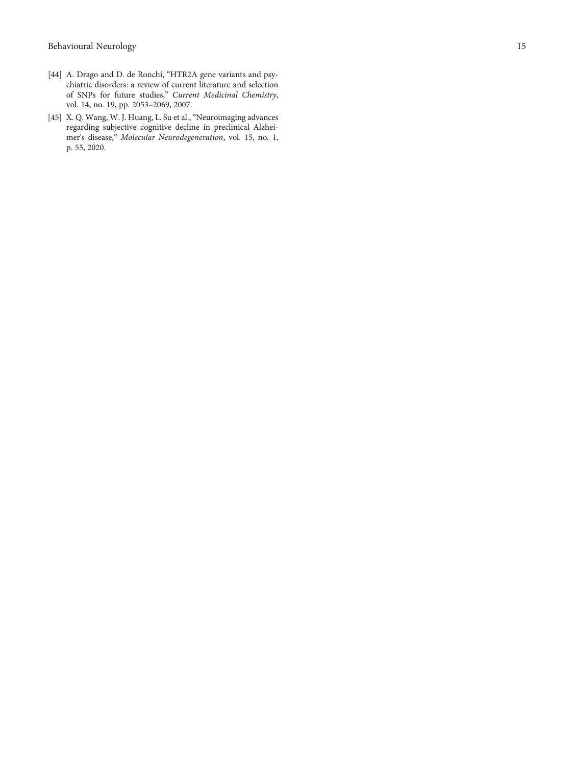[44] A. Drago and D. de Ronchi, "HTR2A gene variants and psychiatric disorders: a review of current literature and selection of SNPs for future studies," *Current Medicinal Chemistry*, vol. 14, no. 19, pp. 2053–2069, 2007.

[45] X. Q. Wang, W. J. Huang, L. Su et al., "Neuroimaging advances regarding subjective cognitive decline in preclinical Alzheimer's disease," *Molecular Neurodegeneration*, vol. 15, no. 1, p. 55, 2020.